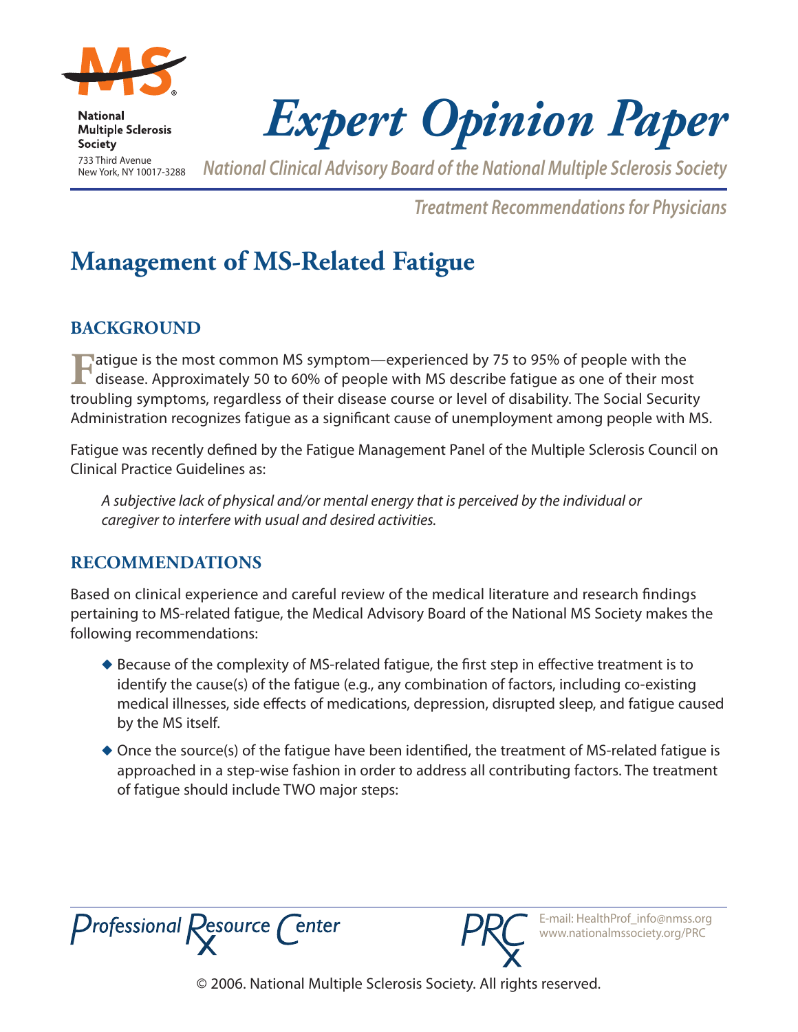National Multiple Sclerosis Society
733 Third Avenue
New York, NY 10017-3288

# Expert Opinion Paper

*National Clinical Advisory Board of the National Multiple Sclerosis Society*

*Treatment Recommendations for Physicians*

## Management of MS-Related Fatigue

### BACKGROUND

Fatigue is the most common MS symptom—experienced by 75 to 95% of people with the disease. Approximately 50 to 60% of people with MS describe fatigue as one of their most troubling symptoms, regardless of their disease course or level of disability. The Social Security Administration recognizes fatigue as a significant cause of unemployment among people with MS.

Fatigue was recently defined by the Fatigue Management Panel of the Multiple Sclerosis Council on Clinical Practice Guidelines as:

> *A subjective lack of physical and/or mental energy that is perceived by the individual or caregiver to interfere with usual and desired activities.*

### RECOMMENDATIONS

Based on clinical experience and careful review of the medical literature and research findings pertaining to MS-related fatigue, the Medical Advisory Board of the National MS Society makes the following recommendations:

- Because of the complexity of MS-related fatigue, the first step in effective treatment is to identify the cause(s) of the fatigue (e.g., any combination of factors, including co-existing medical illnesses, side effects of medications, depression, disrupted sleep, and fatigue caused by the MS itself.
- Once the source(s) of the fatigue have been identified, the treatment of MS-related fatigue is approached in a step-wise fashion in order to address all contributing factors. The treatment of fatigue should include TWO major steps:

Professional Resource Center

E-mail: HealthProf_info@nmss.org
www.nationalmssociety.org/PRC

© 2006. National Multiple Sclerosis Society. All rights reserved.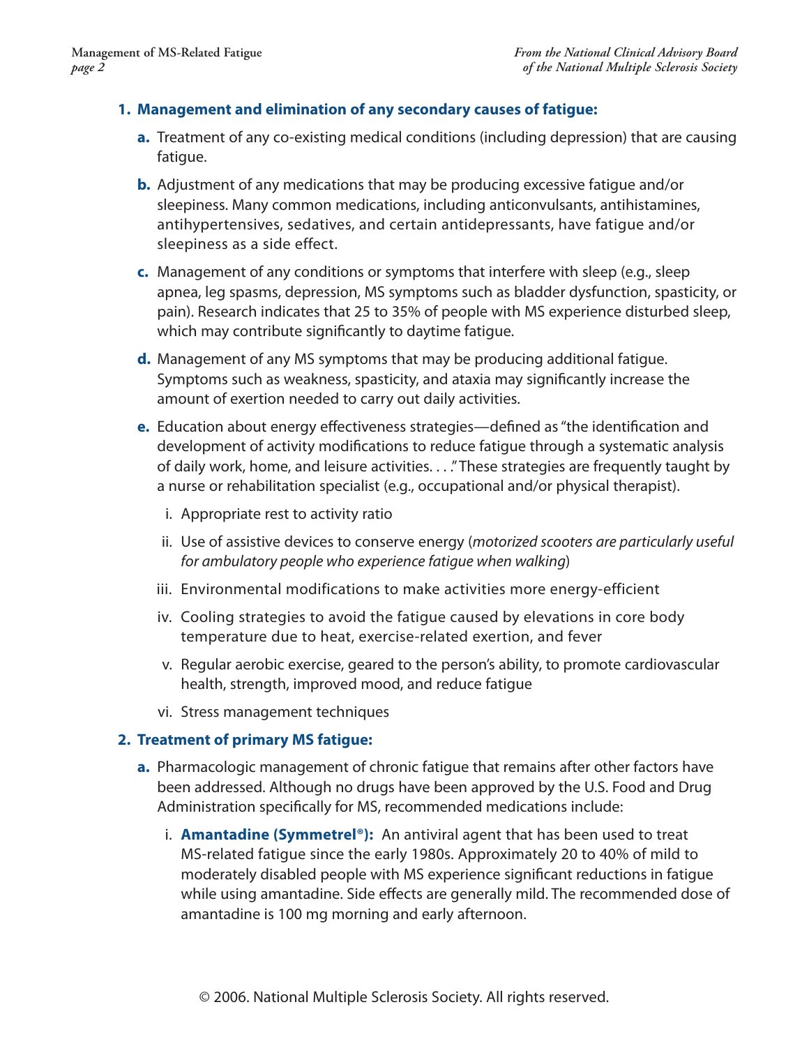1. **Management and elimination of any secondary causes of fatigue:**

   **a.** Treatment of any co-existing medical conditions (including depression) that are causing fatigue.

   **b.** Adjustment of any medications that may be producing excessive fatigue and/or sleepiness. Many common medications, including anticonvulsants, antihistamines, antihypertensives, sedatives, and certain antidepressants, have fatigue and/or sleepiness as a side effect.

   **c.** Management of any conditions or symptoms that interfere with sleep (e.g., sleep apnea, leg spasms, depression, MS symptoms such as bladder dysfunction, spasticity, or pain). Research indicates that 25 to 35% of people with MS experience disturbed sleep, which may contribute significantly to daytime fatigue.

   **d.** Management of any MS symptoms that may be producing additional fatigue. Symptoms such as weakness, spasticity, and ataxia may significantly increase the amount of exertion needed to carry out daily activities.

   **e.** Education about energy effectiveness strategies—defined as "the identification and development of activity modifications to reduce fatigue through a systematic analysis of daily work, home, and leisure activities. . . ." These strategies are frequently taught by a nurse or rehabilitation specialist (e.g., occupational and/or physical therapist).

   i. Appropriate rest to activity ratio

   ii. Use of assistive devices to conserve energy (*motorized scooters are particularly useful for ambulatory people who experience fatigue when walking*)

   iii. Environmental modifications to make activities more energy-efficient

   iv. Cooling strategies to avoid the fatigue caused by elevations in core body temperature due to heat, exercise-related exertion, and fever

   v. Regular aerobic exercise, geared to the person's ability, to promote cardiovascular health, strength, improved mood, and reduce fatigue

   vi. Stress management techniques

2. **Treatment of primary MS fatigue:**

   **a.** Pharmacologic management of chronic fatigue that remains after other factors have been addressed. Although no drugs have been approved by the U.S. Food and Drug Administration specifically for MS, recommended medications include:

   i. **Amantadine (Symmetrel®):** An antiviral agent that has been used to treat MS-related fatigue since the early 1980s. Approximately 20 to 40% of mild to moderately disabled people with MS experience significant reductions in fatigue while using amantadine. Side effects are generally mild. The recommended dose of amantadine is 100 mg morning and early afternoon.

© 2006. National Multiple Sclerosis Society. All rights reserved.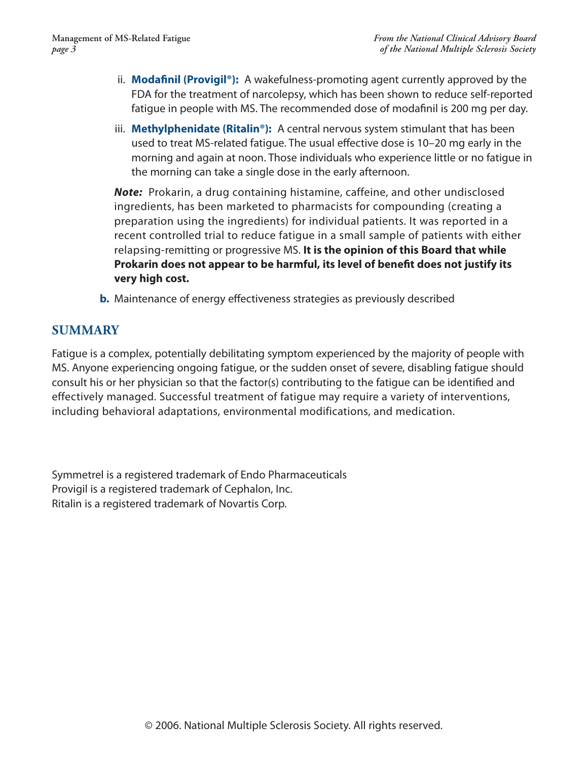ii. **Modafinil (Provigil®):** A wakefulness-promoting agent currently approved by the FDA for the treatment of narcolepsy, which has been shown to reduce self-reported fatigue in people with MS. The recommended dose of modafinil is 200 mg per day.

iii. **Methylphenidate (Ritalin®):** A central nervous system stimulant that has been used to treat MS-related fatigue. The usual effective dose is 10–20 mg early in the morning and again at noon. Those individuals who experience little or no fatigue in the morning can take a single dose in the early afternoon.

***Note:*** Prokarin, a drug containing histamine, caffeine, and other undisclosed ingredients, has been marketed to pharmacists for compounding (creating a preparation using the ingredients) for individual patients. It was reported in a recent controlled trial to reduce fatigue in a small sample of patients with either relapsing-remitting or progressive MS. **It is the opinion of this Board that while Prokarin does not appear to be harmful, its level of benefit does not justify its very high cost.**

**b.** Maintenance of energy effectiveness strategies as previously described

## SUMMARY

Fatigue is a complex, potentially debilitating symptom experienced by the majority of people with MS. Anyone experiencing ongoing fatigue, or the sudden onset of severe, disabling fatigue should consult his or her physician so that the factor(s) contributing to the fatigue can be identified and effectively managed. Successful treatment of fatigue may require a variety of interventions, including behavioral adaptations, environmental modifications, and medication.

Symmetrel is a registered trademark of Endo Pharmaceuticals
Provigil is a registered trademark of Cephalon, Inc.
Ritalin is a registered trademark of Novartis Corp.

© 2006. National Multiple Sclerosis Society. All rights reserved.